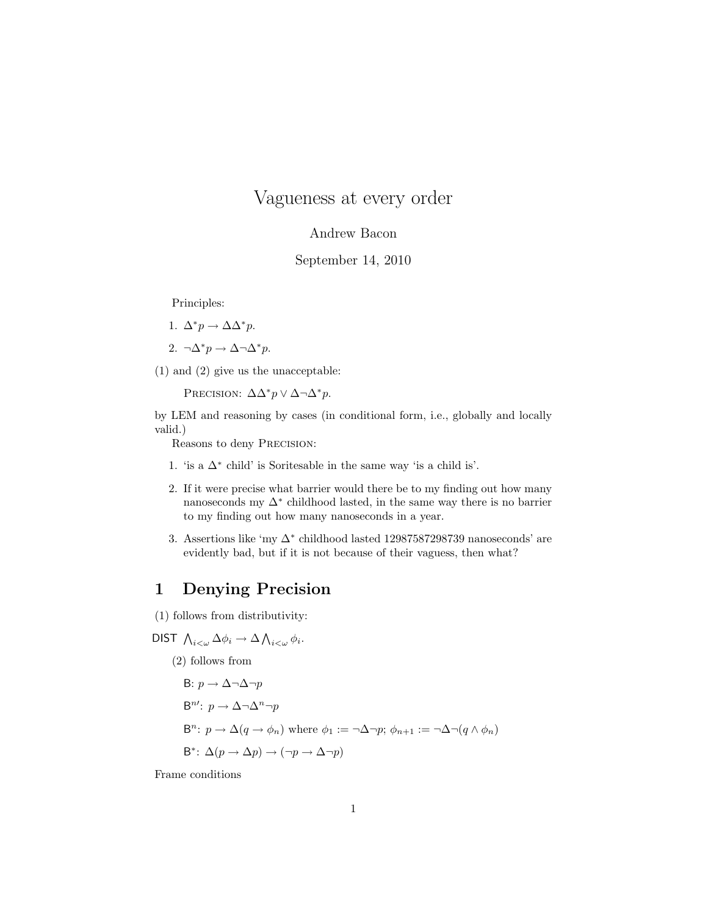# Vagueness at every order

Andrew Bacon

September 14, 2010

Principles:

1. $\Delta^* p \to \Delta\Delta^* p$.
2. $\neg\Delta^* p \to \Delta\neg\Delta^* p$.

(1) and (2) give us the unacceptable:

> Precision: $\Delta\Delta^* p \vee \Delta\neg\Delta^* p$.

by LEM and reasoning by cases (in conditional form, i.e., globally and locally valid.)

Reasons to deny Precision:

1. 'is a $\Delta^*$ child' is Soritesable in the same way 'is a child is'.
2. If it were precise what barrier would there be to my finding out how many nanoseconds my $\Delta^*$ childhood lasted, in the same way there is no barrier to my finding out how many nanoseconds in a year.
3. Assertions like 'my $\Delta^*$ childhood lasted 12987587298739 nanoseconds' are evidently bad, but if it is not because of their vaguess, then what?

## 1 Denying Precision

(1) follows from distributivity:

DIST $\bigwedge_{i<\omega} \Delta\phi_i \to \Delta \bigwedge_{i<\omega} \phi_i$.

(2) follows from

> B: $p \to \Delta\neg\Delta\neg p$
>
> B$^{n\prime}$: $p \to \Delta\neg\Delta^n\neg p$
>
> B$^n$: $p \to \Delta(q \to \phi_n)$ where $\phi_1 := \neg\Delta\neg p$; $\phi_{n+1} := \neg\Delta\neg(q \wedge \phi_n)$
>
> B$^*$: $\Delta(p \to \Delta p) \to (\neg p \to \Delta\neg p)$

Frame conditions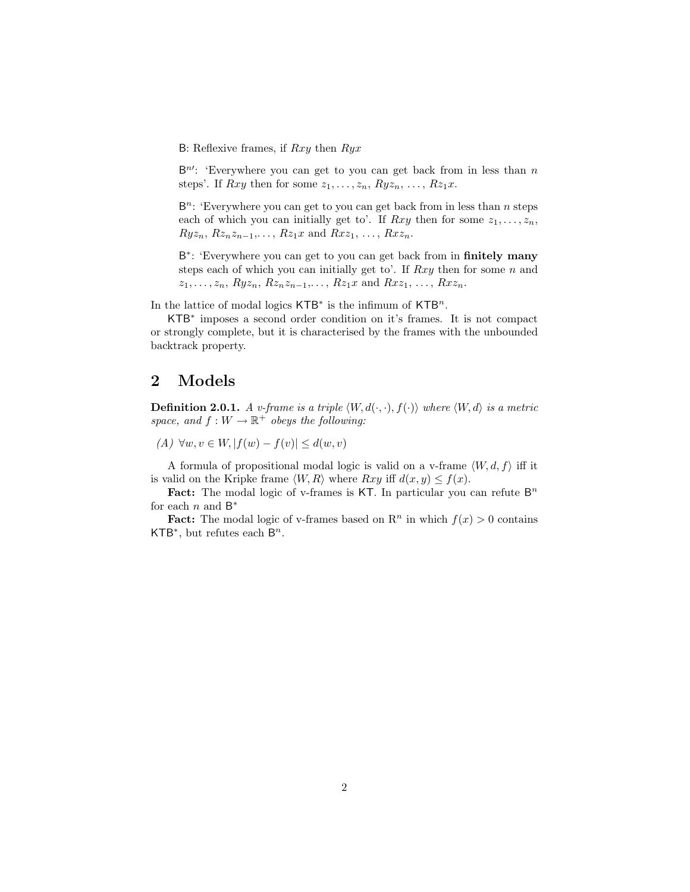B: Reflexive frames, if $Rxy$ then $Ryx$

B$^{n\prime}$: 'Everywhere you can get to you can get back from in less than $n$ steps'. If $Rxy$ then for some $z_1, \ldots, z_n$, $Ryz_n$, $\ldots$, $Rz_1x$.

B$^n$: 'Everywhere you can get to you can get back from in less than $n$ steps each of which you can initially get to'. If $Rxy$ then for some $z_1, \ldots, z_n$, $Ryz_n$, $Rz_nz_{n-1}$,$\ldots$, $Rz_1x$ and $Rxz_1$, $\ldots$, $Rxz_n$.

B$^*$: 'Everywhere you can get to you can get back from in **finitely many** steps each of which you can initially get to'. If $Rxy$ then for some $n$ and $z_1, \ldots, z_n$, $Ryz_n$, $Rz_nz_{n-1}$,$\ldots$, $Rz_1x$ and $Rxz_1$, $\ldots$, $Rxz_n$.

In the lattice of modal logics KTB$^*$ is the infimum of KTB$^n$.

KTB$^*$ imposes a second order condition on it's frames. It is not compact or strongly complete, but it is characterised by the frames with the unbounded backtrack property.

## 2 Models

**Definition 2.0.1.** *A v-frame is a triple $\langle W, d(\cdot,\cdot), f(\cdot)\rangle$ where $\langle W, d\rangle$ is a metric space, and $f : W \to \mathbb{R}^+$ obeys the following:*

*(A)* $\forall w, v \in W, |f(w) - f(v)| \leq d(w, v)$

A formula of propositional modal logic is valid on a v-frame $\langle W, d, f\rangle$ iff it is valid on the Kripke frame $\langle W, R\rangle$ where $Rxy$ iff $d(x, y) \leq f(x)$.

**Fact:** The modal logic of v-frames is KT. In particular you can refute B$^n$ for each $n$ and B$^*$

**Fact:** The modal logic of v-frames based on $\mathrm{R}^n$ in which $f(x) > 0$ contains KTB$^*$, but refutes each B$^n$.